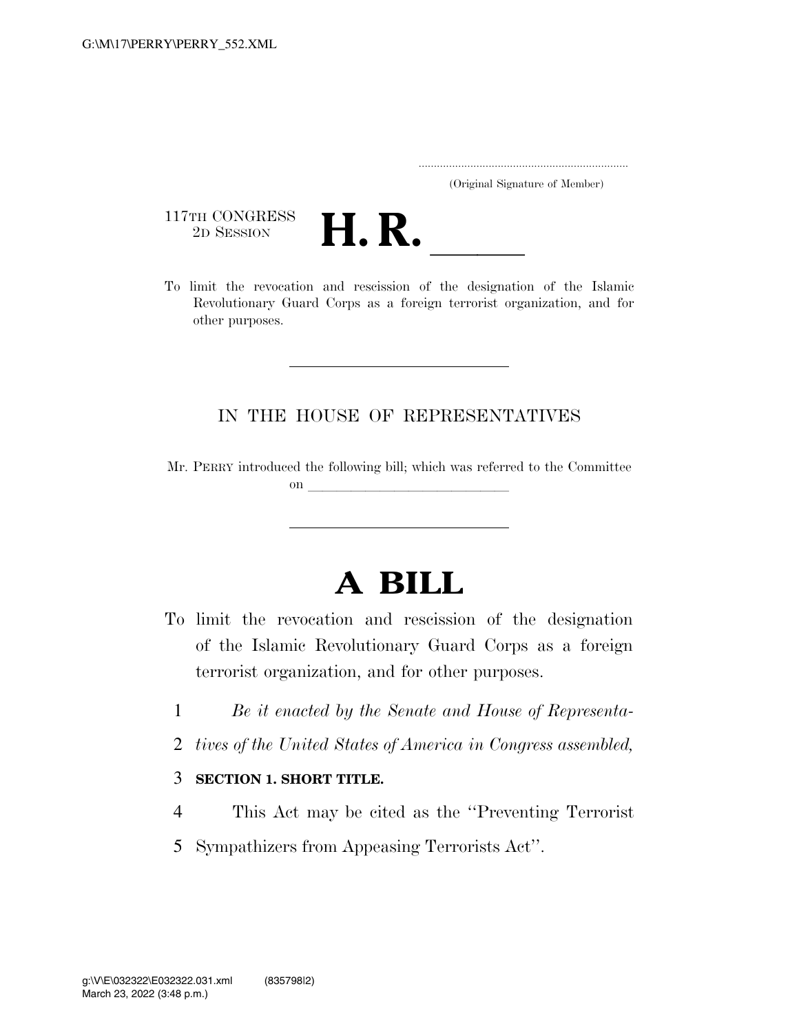(Original Signature of Member)

117TH CONGRESS
2D SESSION

# H. R. \_\_\_\_\_

To limit the revocation and rescission of the designation of the Islamic Revolutionary Guard Corps as a foreign terrorist organization, and for other purposes.

---

IN THE HOUSE OF REPRESENTATIVES

Mr. PERRY introduced the following bill; which was referred to the Committee on \_\_\_\_\_\_\_\_\_\_\_\_\_\_\_\_\_\_\_\_\_\_\_\_\_\_\_\_\_\_

---

# A BILL

To limit the revocation and rescission of the designation of the Islamic Revolutionary Guard Corps as a foreign terrorist organization, and for other purposes.

1 *Be it enacted by the Senate and House of Representa-*
2 *tives of the United States of America in Congress assembled,*

3 **SECTION 1. SHORT TITLE.**

4 This Act may be cited as the "Preventing Terrorist
5 Sympathizers from Appeasing Terrorists Act".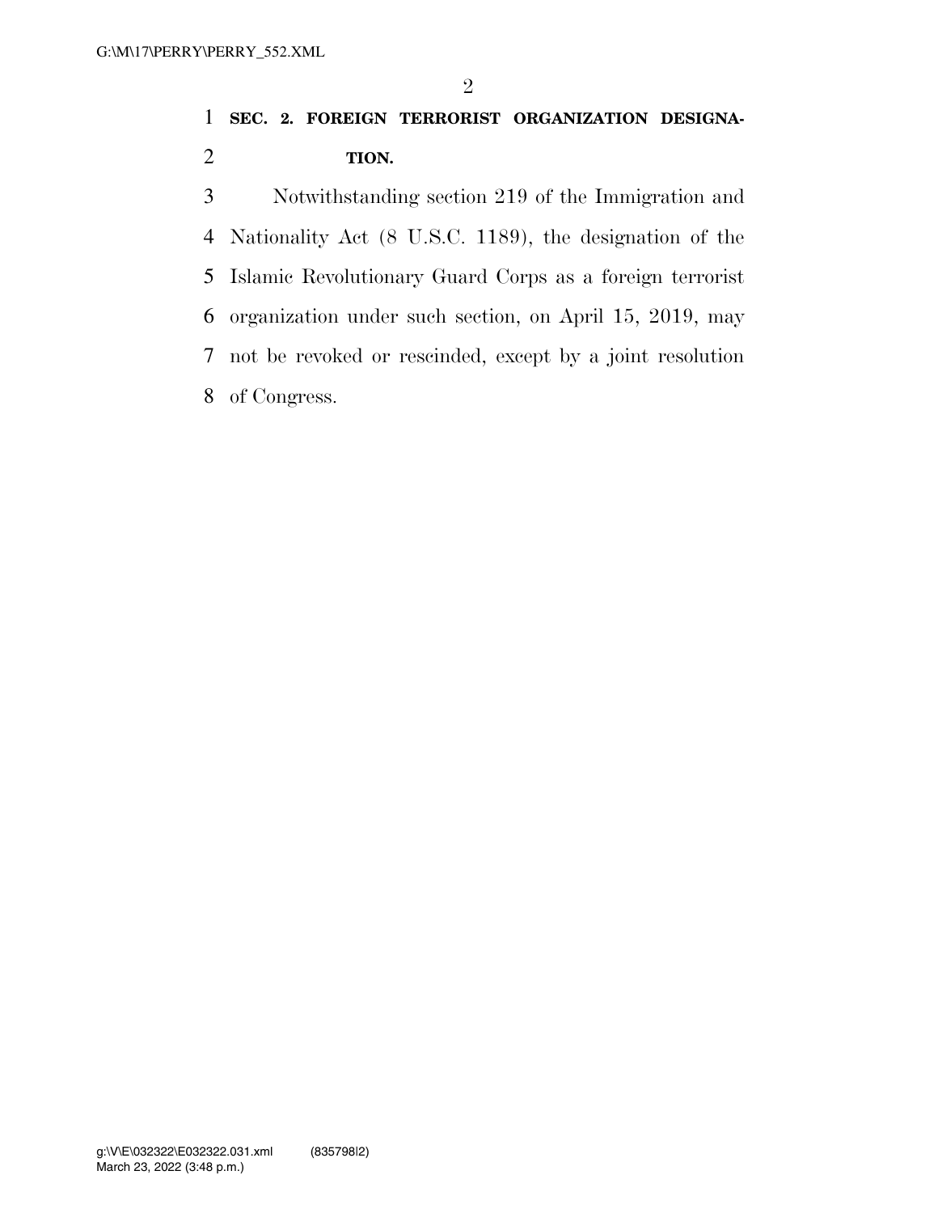**SEC. 2. FOREIGN TERRORIST ORGANIZATION DESIGNATION.**

Notwithstanding section 219 of the Immigration and Nationality Act (8 U.S.C. 1189), the designation of the Islamic Revolutionary Guard Corps as a foreign terrorist organization under such section, on April 15, 2019, may not be revoked or rescinded, except by a joint resolution of Congress.